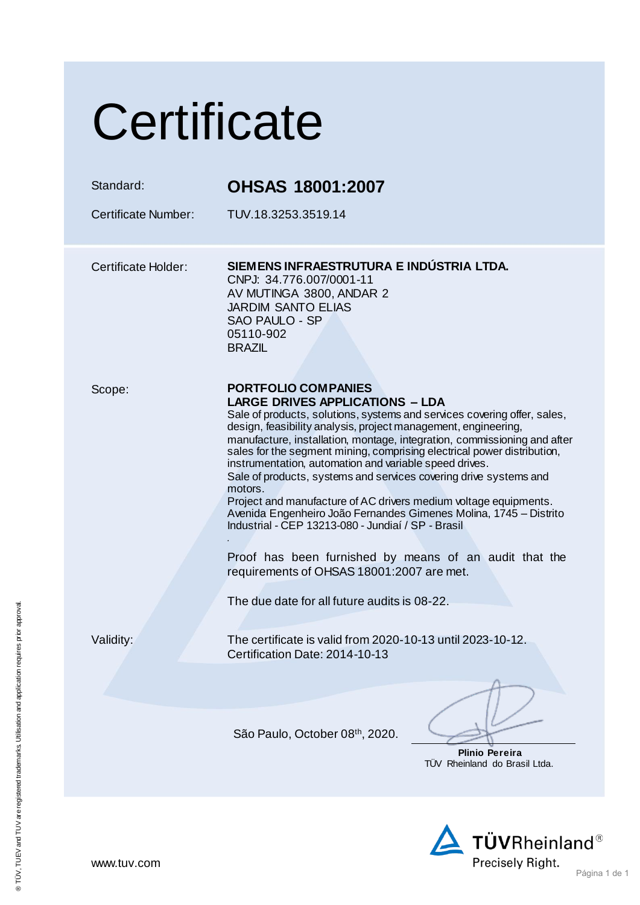# Certificate

| | |
|---|---|
| Standard: | **OHSAS 18001:2007** |
| Certificate Number: | TUV.18.3253.3519.14 |

Certificate Holder:

**SIEMENS INFRAESTRUTURA E INDÚSTRIA LTDA.**
CNPJ: 34.776.007/0001-11
AV MUTINGA 3800, ANDAR 2
JARDIM SANTO ELIAS
SAO PAULO - SP
05110-902
BRAZIL

Scope:

**PORTFOLIO COMPANIES**
**LARGE DRIVES APPLICATIONS – LDA**
Sale of products, solutions, systems and services covering offer, sales, design, feasibility analysis, project management, engineering, manufacture, installation, montage, integration, commissioning and after sales for the segment mining, comprising electrical power distribution, instrumentation, automation and variable speed drives.
Sale of products, systems and services covering drive systems and motors.
Project and manufacture of AC drivers medium voltage equipments.
Avenida Engenheiro João Fernandes Gimenes Molina, 1745 – Distrito Industrial - CEP 13213-080 - Jundiaí / SP - Brasil

Proof has been furnished by means of an audit that the requirements of OHSAS 18001:2007 are met.

The due date for all future audits is 08-22.

Validity:

The certificate is valid from 2020-10-13 until 2023-10-12.
Certification Date: 2014-10-13

São Paulo, October 08th, 2020.

**Plinio Pereira**
TÜV Rheinland do Brasil Ltda.

www.tuv.com

TÜVRheinland®
Precisely Right.

® TÜV, TUEV and TUV are registered trademarks. Utilisation and application requires prior approval.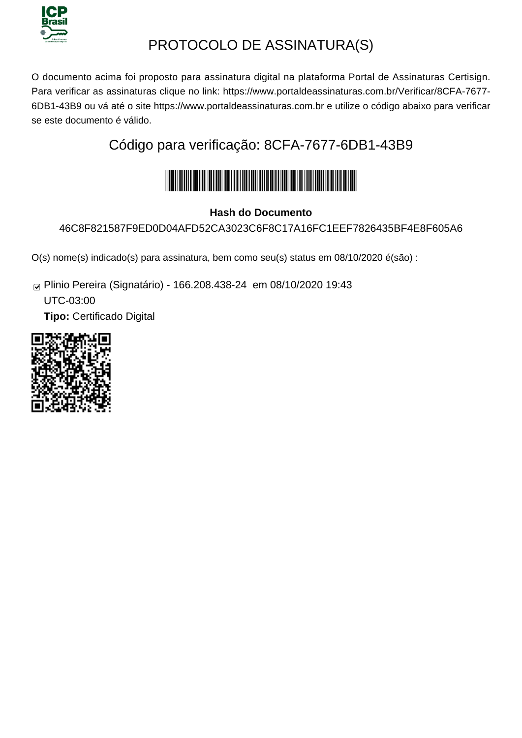# PROTOCOLO DE ASSINATURA(S)

O documento acima foi proposto para assinatura digital na plataforma Portal de Assinaturas Certisign. Para verificar as assinaturas clique no link: https://www.portaldeassinaturas.com.br/Verificar/8CFA-7677-6DB1-43B9 ou vá até o site https://www.portaldeassinaturas.com.br e utilize o código abaixo para verificar se este documento é válido.

## Código para verificação: 8CFA-7677-6DB1-43B9

**Hash do Documento**

46C8F821587F9ED0D04AFD52CA3023C6F8C17A16FC1EEF7826435BF4E8F605A6

O(s) nome(s) indicado(s) para assinatura, bem como seu(s) status em 08/10/2020 é(são) :

- ☑ Plinio Pereira (Signatário) - 166.208.438-24 em 08/10/2020 19:43 UTC-03:00

  **Tipo:** Certificado Digital